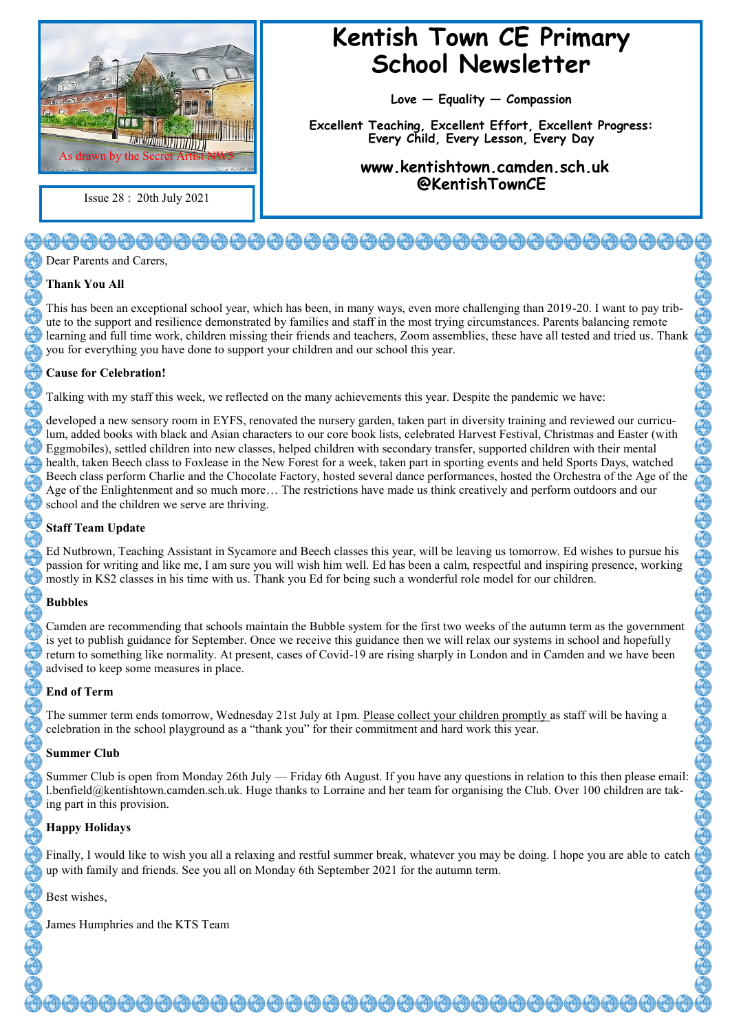# Kentish Town CE Primary School Newsletter

**Love — Equality — Compassion**

**Excellent Teaching, Excellent Effort, Excellent Progress: Every Child, Every Lesson, Every Day**

**www.kentishtown.camden.sch.uk**
**@KentishTownCE**

As drawn by the Secret Artist NW5

Issue 28 : 20th July 2021

Dear Parents and Carers,

## Thank You All

This has been an exceptional school year, which has been, in many ways, even more challenging than 2019-20. I want to pay tribute to the support and resilience demonstrated by families and staff in the most trying circumstances. Parents balancing remote learning and full time work, children missing their friends and teachers, Zoom assemblies, these have all tested and tried us. Thank you for everything you have done to support your children and our school this year.

## Cause for Celebration!

Talking with my staff this week, we reflected on the many achievements this year. Despite the pandemic we have:

developed a new sensory room in EYFS, renovated the nursery garden, taken part in diversity training and reviewed our curriculum, added books with black and Asian characters to our core book lists, celebrated Harvest Festival, Christmas and Easter (with Eggmobiles), settled children into new classes, helped children with secondary transfer, supported children with their mental health, taken Beech class to Foxlease in the New Forest for a week, taken part in sporting events and held Sports Days, watched Beech class perform Charlie and the Chocolate Factory, hosted several dance performances, hosted the Orchestra of the Age of the Age of the Enlightenment and so much more… The restrictions have made us think creatively and perform outdoors and our school and the children we serve are thriving.

## Staff Team Update

Ed Nutbrown, Teaching Assistant in Sycamore and Beech classes this year, will be leaving us tomorrow. Ed wishes to pursue his passion for writing and like me, I am sure you will wish him well. Ed has been a calm, respectful and inspiring presence, working mostly in KS2 classes in his time with us. Thank you Ed for being such a wonderful role model for our children.

## Bubbles

Camden are recommending that schools maintain the Bubble system for the first two weeks of the autumn term as the government is yet to publish guidance for September. Once we receive this guidance then we will relax our systems in school and hopefully return to something like normality. At present, cases of Covid-19 are rising sharply in London and in Camden and we have been advised to keep some measures in place.

## End of Term

The summer term ends tomorrow, Wednesday 21st July at 1pm. <u>Please collect your children promptly</u> as staff will be having a celebration in the school playground as a "thank you" for their commitment and hard work this year.

## Summer Club

Summer Club is open from Monday 26th July — Friday 6th August. If you have any questions in relation to this then please email: l.benfield@kentishtown.camden.sch.uk. Huge thanks to Lorraine and her team for organising the Club. Over 100 children are taking part in this provision.

## Happy Holidays

Finally, I would like to wish you all a relaxing and restful summer break, whatever you may be doing. I hope you are able to catch up with family and friends. See you all on Monday 6th September 2021 for the autumn term.

Best wishes,

James Humphries and the KTS Team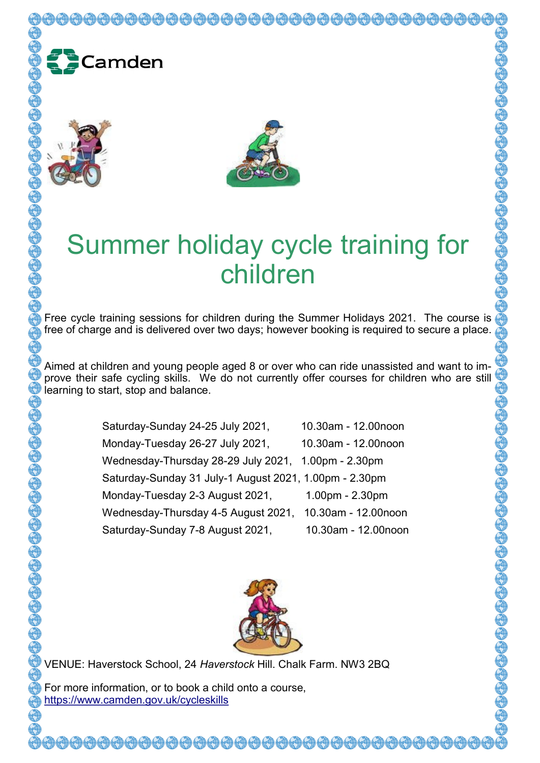Camden

# Summer holiday cycle training for children

Free cycle training sessions for children during the Summer Holidays 2021. The course is free of charge and is delivered over two days; however booking is required to secure a place.

Aimed at children and young people aged 8 or over who can ride unassisted and want to improve their safe cycling skills. We do not currently offer courses for children who are still learning to start, stop and balance.

| | |
|---|---|
| Saturday-Sunday 24-25 July 2021, | 10.30am - 12.00noon |
| Monday-Tuesday 26-27 July 2021, | 10.30am - 12.00noon |
| Wednesday-Thursday 28-29 July 2021, | 1.00pm - 2.30pm |
| Saturday-Sunday 31 July-1 August 2021, | 1.00pm - 2.30pm |
| Monday-Tuesday 2-3 August 2021, | 1.00pm - 2.30pm |
| Wednesday-Thursday 4-5 August 2021, | 10.30am - 12.00noon |
| Saturday-Sunday 7-8 August 2021, | 10.30am - 12.00noon |

VENUE: Haverstock School, 24 *Haverstock* Hill. Chalk Farm. NW3 2BQ

For more information, or to book a child onto a course,
https://www.camden.gov.uk/cycleskills